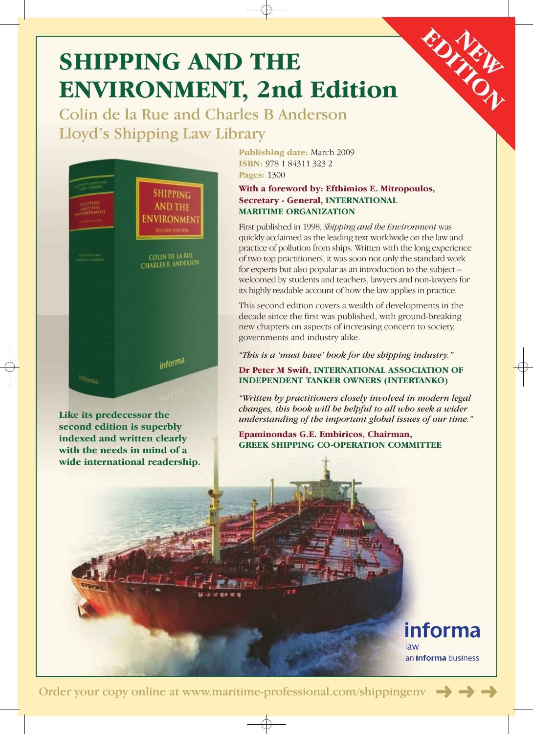# SHIPPING AND THE ENVIRONMENT, 2nd Edition

NEW EDITION

## Colin de la Rue and Charles B Anderson
## Lloyd's Shipping Law Library

**Publishing date:** March 2009
**ISBN:** 978 1 84311 323 2
**Pages:** 1300

**With a foreword by: Efthimios E. Mitropoulos, Secretary - General, INTERNATIONAL MARITIME ORGANIZATION**

First published in 1998, *Shipping and the Environment* was quickly acclaimed as the leading text worldwide on the law and practice of pollution from ships. Written with the long experience of two top practitioners, it was soon not only the standard work for experts but also popular as an introduction to the subject – welcomed by students and teachers, lawyers and non-lawyers for its highly readable account of how the law applies in practice.

This second edition covers a wealth of developments in the decade since the first was published, with ground-breaking new chapters on aspects of increasing concern to society, governments and industry alike.

*"This is a 'must have' book for the shipping industry."*

**Dr Peter M Swift, INTERNATIONAL ASSOCIATION OF INDEPENDENT TANKER OWNERS (INTERTANKO)**

*"Written by practitioners closely involved in modern legal changes, this book will be helpful to all who seek a wider understanding of the important global issues of our time."*

**Epaminondas G.E. Embiricos, Chairman, GREEK SHIPPING CO-OPERATION COMMITTEE**

**Like its predecessor the second edition is superbly indexed and written clearly with the needs in mind of a wide international readership.**

informa law
an informa business

Order your copy online at www.maritime-professional.com/shippingenv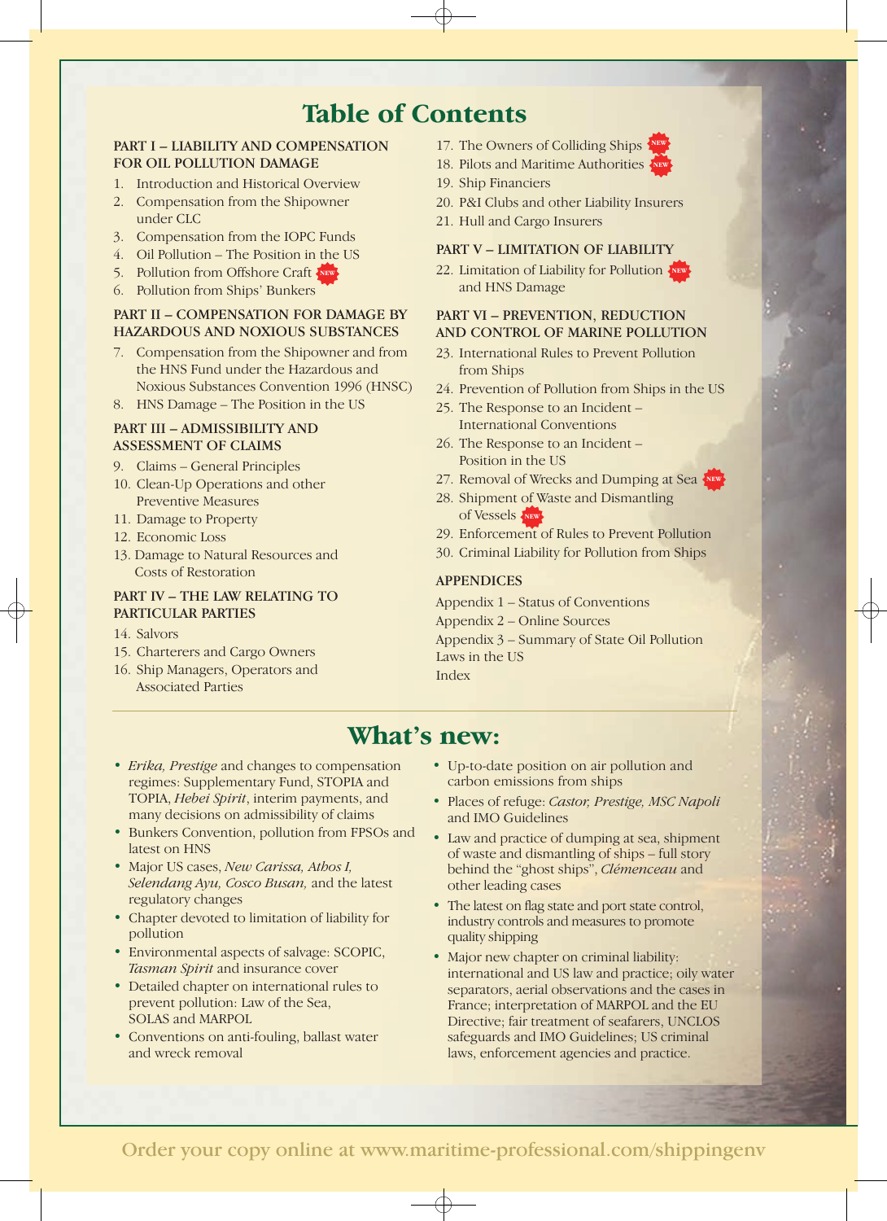# Table of Contents

### PART I – LIABILITY AND COMPENSATION FOR OIL POLLUTION DAMAGE

1. Introduction and Historical Overview
2. Compensation from the Shipowner under CLC
3. Compensation from the IOPC Funds
4. Oil Pollution – The Position in the US
5. Pollution from Offshore Craft NEW
6. Pollution from Ships' Bunkers

### PART II – COMPENSATION FOR DAMAGE BY HAZARDOUS AND NOXIOUS SUBSTANCES

7. Compensation from the Shipowner and from the HNS Fund under the Hazardous and Noxious Substances Convention 1996 (HNSC)
8. HNS Damage – The Position in the US

### PART III – ADMISSIBILITY AND ASSESSMENT OF CLAIMS

9. Claims – General Principles
10. Clean-Up Operations and other Preventive Measures
11. Damage to Property
12. Economic Loss
13. Damage to Natural Resources and Costs of Restoration

### PART IV – THE LAW RELATING TO PARTICULAR PARTIES

14. Salvors
15. Charterers and Cargo Owners
16. Ship Managers, Operators and Associated Parties
17. The Owners of Colliding Ships NEW
18. Pilots and Maritime Authorities NEW
19. Ship Financiers
20. P&I Clubs and other Liability Insurers
21. Hull and Cargo Insurers

### PART V – LIMITATION OF LIABILITY

22. Limitation of Liability for Pollution and HNS Damage NEW

### PART VI – PREVENTION, REDUCTION AND CONTROL OF MARINE POLLUTION

23. International Rules to Prevent Pollution from Ships
24. Prevention of Pollution from Ships in the US
25. The Response to an Incident – International Conventions
26. The Response to an Incident – Position in the US
27. Removal of Wrecks and Dumping at Sea NEW
28. Shipment of Waste and Dismantling of Vessels NEW
29. Enforcement of Rules to Prevent Pollution
30. Criminal Liability for Pollution from Ships

### APPENDICES

Appendix 1 – Status of Conventions
Appendix 2 – Online Sources
Appendix 3 – Summary of State Oil Pollution Laws in the US
Index

# What's new:

- *Erika, Prestige* and changes to compensation regimes: Supplementary Fund, STOPIA and TOPIA, *Hebei Spirit*, interim payments, and many decisions on admissibility of claims
- Bunkers Convention, pollution from FPSOs and latest on HNS
- Major US cases, *New Carissa, Athos I, Selendang Ayu, Cosco Busan,* and the latest regulatory changes
- Chapter devoted to limitation of liability for pollution
- Environmental aspects of salvage: SCOPIC, *Tasman Spirit* and insurance cover
- Detailed chapter on international rules to prevent pollution: Law of the Sea, SOLAS and MARPOL
- Conventions on anti-fouling, ballast water and wreck removal
- Up-to-date position on air pollution and carbon emissions from ships
- Places of refuge: *Castor, Prestige, MSC Napoli* and IMO Guidelines
- Law and practice of dumping at sea, shipment of waste and dismantling of ships – full story behind the "ghost ships", *Clémenceau* and other leading cases
- The latest on flag state and port state control, industry controls and measures to promote quality shipping
- Major new chapter on criminal liability: international and US law and practice; oily water separators, aerial observations and the cases in France; interpretation of MARPOL and the EU Directive; fair treatment of seafarers, UNCLOS safeguards and IMO Guidelines; US criminal laws, enforcement agencies and practice.

Order your copy online at www.maritime-professional.com/shippingenv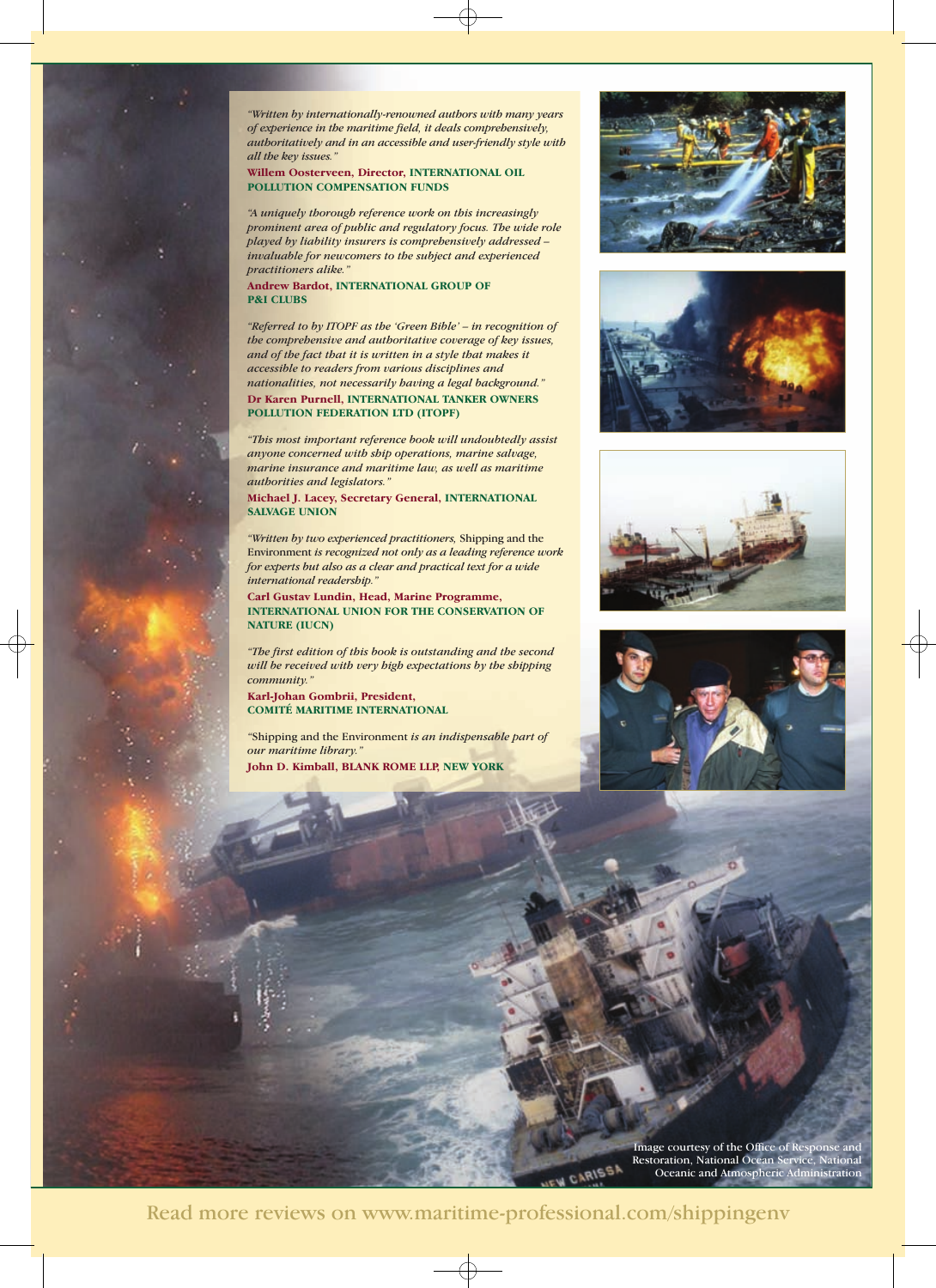*"Written by internationally-renowned authors with many years of experience in the maritime field, it deals comprehensively, authoritatively and in an accessible and user-friendly style with all the key issues."*

**Willem Oosterveen, Director, INTERNATIONAL OIL POLLUTION COMPENSATION FUNDS**

*"A uniquely thorough reference work on this increasingly prominent area of public and regulatory focus. The wide role played by liability insurers is comprehensively addressed – invaluable for newcomers to the subject and experienced practitioners alike."*

**Andrew Bardot, INTERNATIONAL GROUP OF P&I CLUBS**

*"Referred to by ITOPF as the 'Green Bible' – in recognition of the comprehensive and authoritative coverage of key issues, and of the fact that it is written in a style that makes it accessible to readers from various disciplines and nationalities, not necessarily having a legal background."*

**Dr Karen Purnell, INTERNATIONAL TANKER OWNERS POLLUTION FEDERATION LTD (ITOPF)**

*"This most important reference book will undoubtedly assist anyone concerned with ship operations, marine salvage, marine insurance and maritime law, as well as maritime authorities and legislators."*

**Michael J. Lacey, Secretary General, INTERNATIONAL SALVAGE UNION**

*"Written by two experienced practitioners,* Shipping and the Environment *is recognized not only as a leading reference work for experts but also as a clear and practical text for a wide international readership."*

**Carl Gustav Lundin, Head, Marine Programme, INTERNATIONAL UNION FOR THE CONSERVATION OF NATURE (IUCN)**

*"The first edition of this book is outstanding and the second will be received with very high expectations by the shipping community."*

**Karl-Johan Gombrii, President, COMITÉ MARITIME INTERNATIONAL**

"Shipping and the Environment *is an indispensable part of our maritime library."*

**John D. Kimball, BLANK ROME LLP, NEW YORK**

Image courtesy of the Office of Response and Restoration, National Ocean Service, National Oceanic and Atmospheric Administration

Read more reviews on www.maritime-professional.com/shippingenv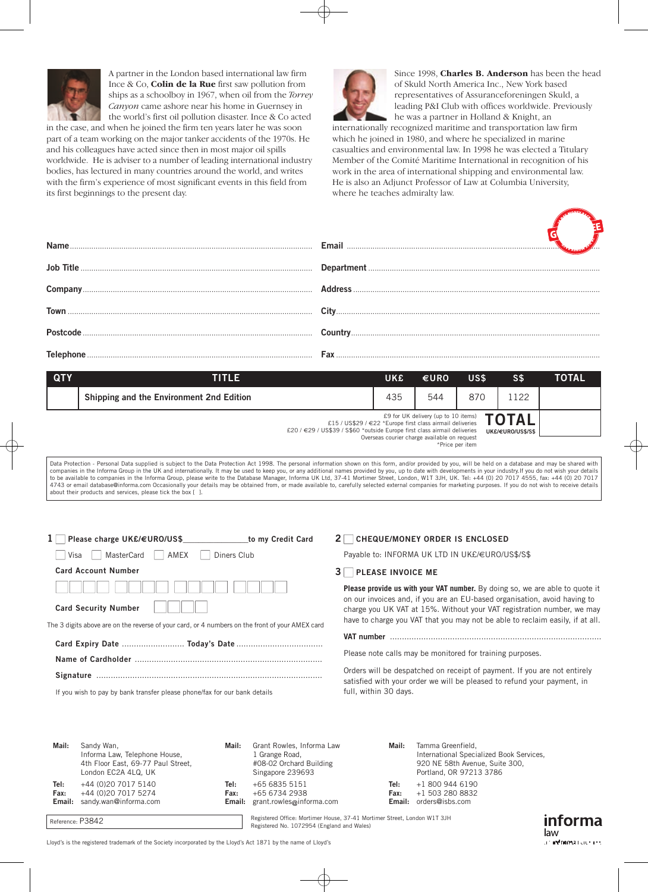A partner in the London based international law firm Ince & Co, **Colin de la Rue** first saw pollution from ships as a schoolboy in 1967, when oil from the *Torrey Canyon* came ashore near his home in Guernsey in the world's first oil pollution disaster. Ince & Co acted in the case, and when he joined the firm ten years later he was soon part of a team working on the major tanker accidents of the 1970s. He and his colleagues have acted since then in most major oil spills worldwide. He is adviser to a number of leading international industry bodies, has lectured in many countries around the world, and writes with the firm's experience of most significant events in this field from its first beginnings to the present day.

Since 1998, **Charles B. Anderson** has been the head of Skuld North America Inc., New York based representatives of Assuranceforeningen Skuld, a leading P&I Club with offices worldwide. Previously he was a partner in Holland & Knight, an internationally recognized maritime and transportation law firm which he joined in 1980, and where he specialized in marine casualties and environmental law. In 1998 he was elected a Titulary Member of the Comité Maritime International in recognition of his work in the area of international shipping and environmental law. He is also an Adjunct Professor of Law at Columbia University, where he teaches admiralty law.

**Name** ..........................................

**Email** ..........................................

**Job Title** ..........................................

**Department** ..........................................

**Company** ..........................................

**Address** ..........................................

**Town** ..........................................

**City** ..........................................

**Postcode** ..........................................

**Country** ..........................................

**Telephone** ..........................................

**Fax** ..........................................

| QTY | TITLE | UK£ | €URO | US$ | S$ | TOTAL |
|---|---|---|---|---|---|---|
| | Shipping and the Environment 2nd Edition | 435 | 544 | 870 | 1122 | |

£9 for UK delivery (up to 10 items)
£15 / US$29 / €22 *Europe first class airmail deliveries
£20 / €29 / US$39 / S$60 *outside Europe first class airmail deliveries
Overseas courier charge available on request
*Price per item

**TOTAL** UK£/€URO/US$/S$

Data Protection - Personal Data supplied is subject to the Data Protection Act 1998. The personal information shown on this form, and/or provided by you, will be held on a database and may be shared with companies in the Informa Group in the UK and internationally. It may be used to keep you, or any additional names provided by you, up to date with developments in your industry.If you do not wish your details to be available to companies in the Informa Group, please write to the Database Manager, Informa UK Ltd, 37-41 Mortimer Street, London, W1T 3JH, UK. Tel: +44 (0) 20 7017 4555, fax: +44 (0) 20 7017 4743 or email database@informa.com Occasionally your details may be obtained from, or made available to, carefully selected external companies for marketing purposes. If you do not wish to receive details about their products and services, please tick the box [ ].

**1** ☐ **Please charge UK£/€URO/US$\_\_\_\_\_\_\_\_\_\_to my Credit Card**

☐ Visa ☐ MasterCard ☐ AMEX ☐ Diners Club

**Card Account Number**

**Card Security Number**

The 3 digits above are on the reverse of your card, or 4 numbers on the front of your AMEX card

**Card Expiry Date** .......................... **Today's Date** ..........................

**Name of Cardholder** ..........................

**Signature** ..........................

If you wish to pay by bank transfer please phone/fax for our bank details

**2** ☐ **CHEQUE/MONEY ORDER IS ENCLOSED**

Payable to: INFORMA UK LTD IN UK£/€URO/US$/S$

**3** ☐ **PLEASE INVOICE ME**

**Please provide us with your VAT number.** By doing so, we are able to quote it on our invoices and, if you are an EU-based organisation, avoid having to charge you UK VAT at 15%. Without your VAT registration number, we may have to charge you VAT that you may not be able to reclaim easily, if at all.

**VAT number** ..........................

Please note calls may be monitored for training purposes.

Orders will be despatched on receipt of payment. If you are not entirely satisfied with your order we will be pleased to refund your payment, in full, within 30 days.

**Mail:** Sandy Wan, Informa Law, Telephone House, 4th Floor East, 69-77 Paul Street, London EC2A 4LQ, UK
**Tel:** +44 (0)20 7017 5140
**Fax:** +44 (0)20 7017 5274
**Email:** sandy.wan@informa.com

**Mail:** Grant Rowles, Informa Law, 1 Grange Road, #08-02 Orchard Building, Singapore 239693
**Tel:** +65 6835 5151
**Fax:** +65 6734 2938
**Email:** grant.rowles@informa.com

**Mail:** Tamma Greenfield, International Specialized Book Services, 920 NE 58th Avenue, Suite 300, Portland, OR 97213 3786
**Tel:** +1 800 944 6190
**Fax:** +1 503 280 8832
**Email:** orders@isbs.com

Reference: P3842

Registered Office: Mortimer House, 37-41 Mortimer Street, London W1T 3JH
Registered No. 1072954 (England and Wales)

informa law

Lloyd's is the registered trademark of the Society incorporated by the Lloyd's Act 1871 by the name of Lloyd's